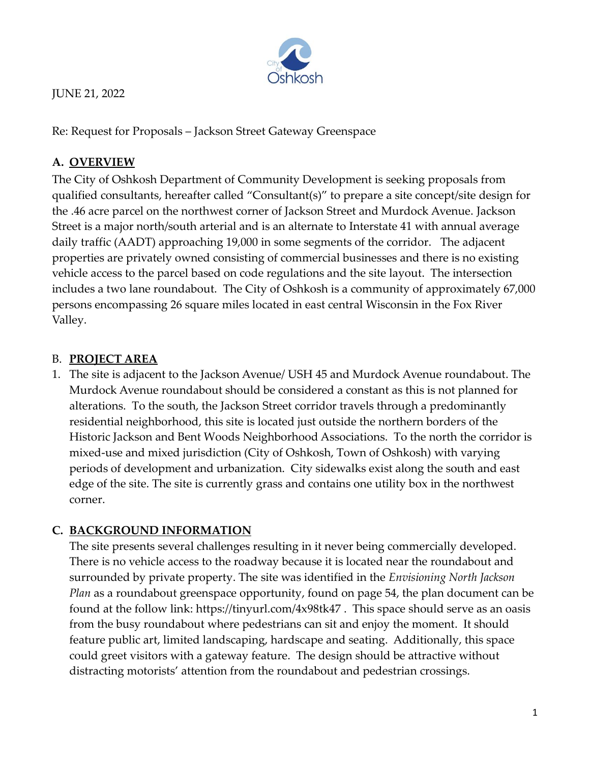JUNE 21, 2022

Re: Request for Proposals – Jackson Street Gateway Greenspace

## A. OVERVIEW

The City of Oshkosh Department of Community Development is seeking proposals from qualified consultants, hereafter called "Consultant(s)" to prepare a site concept/site design for the .46 acre parcel on the northwest corner of Jackson Street and Murdock Avenue. Jackson Street is a major north/south arterial and is an alternate to Interstate 41 with annual average daily traffic (AADT) approaching 19,000 in some segments of the corridor. The adjacent properties are privately owned consisting of commercial businesses and there is no existing vehicle access to the parcel based on code regulations and the site layout. The intersection includes a two lane roundabout. The City of Oshkosh is a community of approximately 67,000 persons encompassing 26 square miles located in east central Wisconsin in the Fox River Valley.

## B. PROJECT AREA

1. The site is adjacent to the Jackson Avenue/ USH 45 and Murdock Avenue roundabout. The Murdock Avenue roundabout should be considered a constant as this is not planned for alterations. To the south, the Jackson Street corridor travels through a predominantly residential neighborhood, this site is located just outside the northern borders of the Historic Jackson and Bent Woods Neighborhood Associations. To the north the corridor is mixed-use and mixed jurisdiction (City of Oshkosh, Town of Oshkosh) with varying periods of development and urbanization. City sidewalks exist along the south and east edge of the site. The site is currently grass and contains one utility box in the northwest corner.

## C. BACKGROUND INFORMATION

The site presents several challenges resulting in it never being commercially developed. There is no vehicle access to the roadway because it is located near the roundabout and surrounded by private property. The site was identified in the *Envisioning North Jackson Plan* as a roundabout greenspace opportunity, found on page 54, the plan document can be found at the follow link: https://tinyurl.com/4x98tk47 . This space should serve as an oasis from the busy roundabout where pedestrians can sit and enjoy the moment. It should feature public art, limited landscaping, hardscape and seating. Additionally, this space could greet visitors with a gateway feature. The design should be attractive without distracting motorists' attention from the roundabout and pedestrian crossings.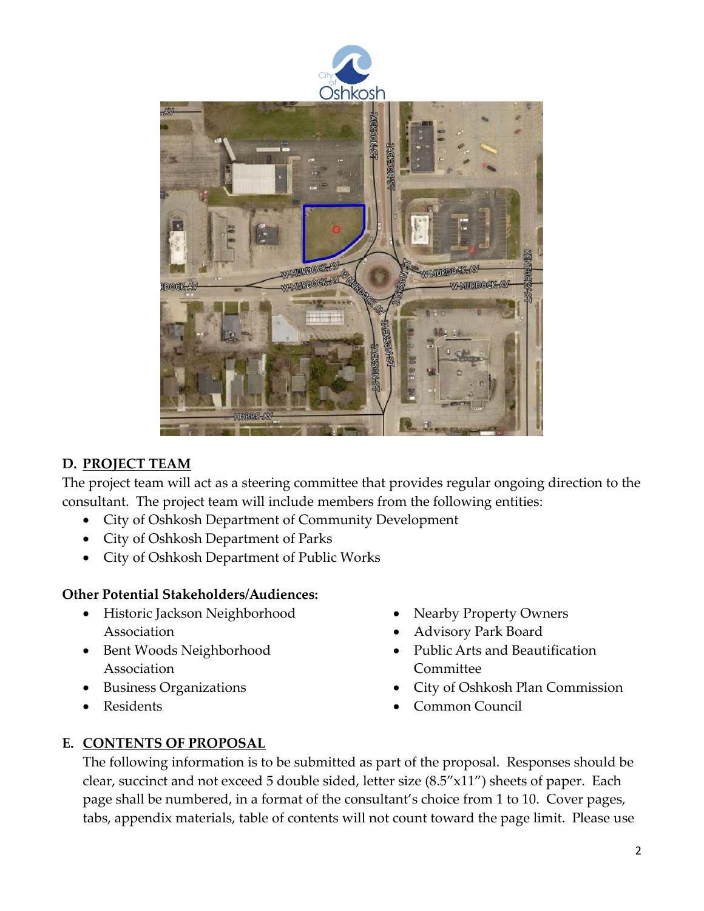## D. PROJECT TEAM

The project team will act as a steering committee that provides regular ongoing direction to the consultant. The project team will include members from the following entities:

- City of Oshkosh Department of Community Development
- City of Oshkosh Department of Parks
- City of Oshkosh Department of Public Works

**Other Potential Stakeholders/Audiences:**

- Historic Jackson Neighborhood Association
- Bent Woods Neighborhood Association
- Business Organizations
- Residents
- Nearby Property Owners
- Advisory Park Board
- Public Arts and Beautification Committee
- City of Oshkosh Plan Commission
- Common Council

## E. CONTENTS OF PROPOSAL

The following information is to be submitted as part of the proposal. Responses should be clear, succinct and not exceed 5 double sided, letter size (8.5"x11") sheets of paper. Each page shall be numbered, in a format of the consultant's choice from 1 to 10. Cover pages, tabs, appendix materials, table of contents will not count toward the page limit. Please use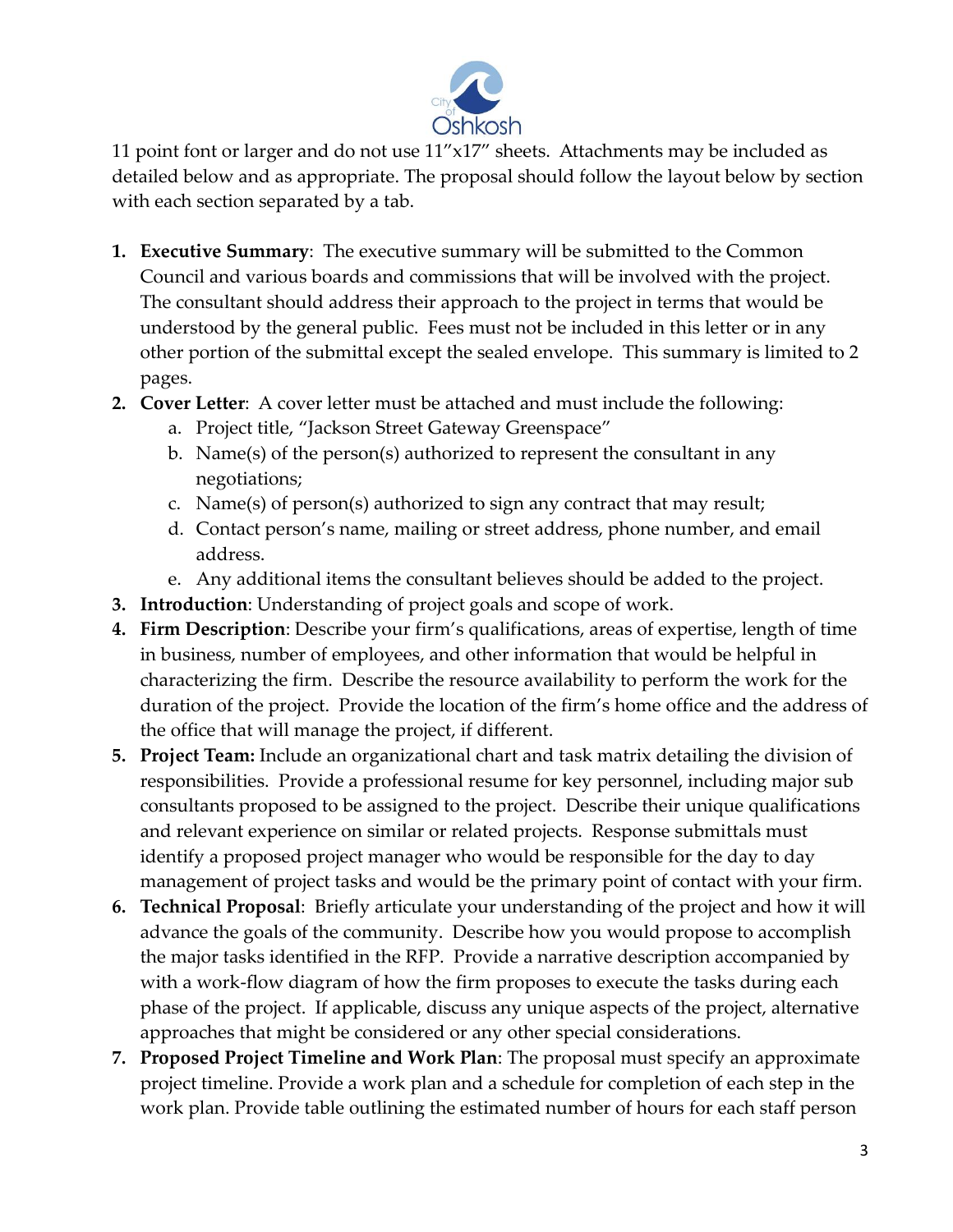11 point font or larger and do not use 11″x17″ sheets. Attachments may be included as detailed below and as appropriate. The proposal should follow the layout below by section with each section separated by a tab.

1. **Executive Summary**: The executive summary will be submitted to the Common Council and various boards and commissions that will be involved with the project. The consultant should address their approach to the project in terms that would be understood by the general public. Fees must not be included in this letter or in any other portion of the submittal except the sealed envelope. This summary is limited to 2 pages.
2. **Cover Letter**: A cover letter must be attached and must include the following:
   a. Project title, "Jackson Street Gateway Greenspace"
   b. Name(s) of the person(s) authorized to represent the consultant in any negotiations;
   c. Name(s) of person(s) authorized to sign any contract that may result;
   d. Contact person's name, mailing or street address, phone number, and email address.
   e. Any additional items the consultant believes should be added to the project.
3. **Introduction**: Understanding of project goals and scope of work.
4. **Firm Description**: Describe your firm's qualifications, areas of expertise, length of time in business, number of employees, and other information that would be helpful in characterizing the firm. Describe the resource availability to perform the work for the duration of the project. Provide the location of the firm's home office and the address of the office that will manage the project, if different.
5. **Project Team:** Include an organizational chart and task matrix detailing the division of responsibilities. Provide a professional resume for key personnel, including major sub consultants proposed to be assigned to the project. Describe their unique qualifications and relevant experience on similar or related projects. Response submittals must identify a proposed project manager who would be responsible for the day to day management of project tasks and would be the primary point of contact with your firm.
6. **Technical Proposal**: Briefly articulate your understanding of the project and how it will advance the goals of the community. Describe how you would propose to accomplish the major tasks identified in the RFP. Provide a narrative description accompanied by with a work-flow diagram of how the firm proposes to execute the tasks during each phase of the project. If applicable, discuss any unique aspects of the project, alternative approaches that might be considered or any other special considerations.
7. **Proposed Project Timeline and Work Plan**: The proposal must specify an approximate project timeline. Provide a work plan and a schedule for completion of each step in the work plan. Provide table outlining the estimated number of hours for each staff person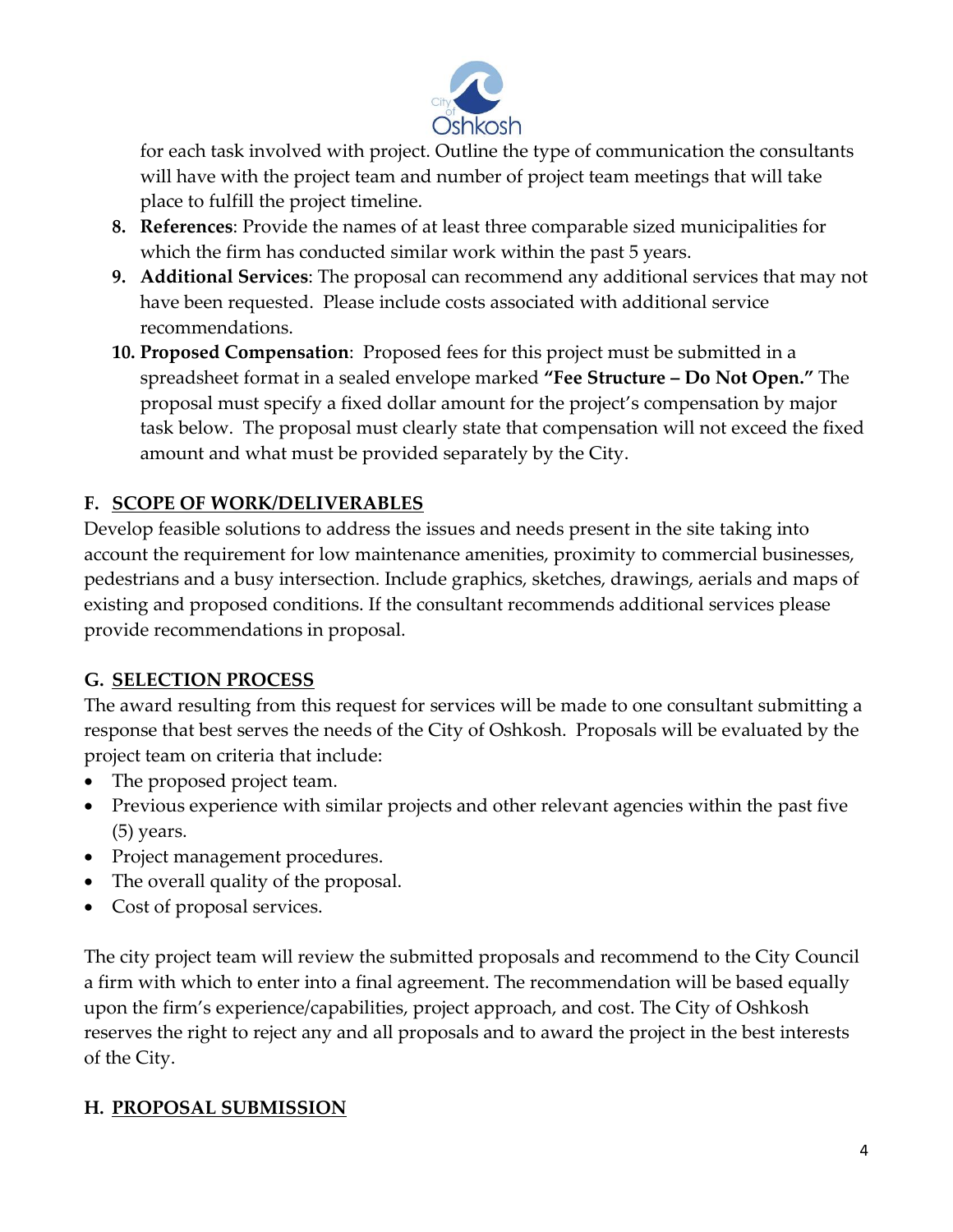for each task involved with project. Outline the type of communication the consultants will have with the project team and number of project team meetings that will take place to fulfill the project timeline.

8. **References**: Provide the names of at least three comparable sized municipalities for which the firm has conducted similar work within the past 5 years.
9. **Additional Services**: The proposal can recommend any additional services that may not have been requested. Please include costs associated with additional service recommendations.
10. **Proposed Compensation**: Proposed fees for this project must be submitted in a spreadsheet format in a sealed envelope marked **"Fee Structure – Do Not Open."** The proposal must specify a fixed dollar amount for the project's compensation by major task below. The proposal must clearly state that compensation will not exceed the fixed amount and what must be provided separately by the City.

## F. SCOPE OF WORK/DELIVERABLES

Develop feasible solutions to address the issues and needs present in the site taking into account the requirement for low maintenance amenities, proximity to commercial businesses, pedestrians and a busy intersection. Include graphics, sketches, drawings, aerials and maps of existing and proposed conditions. If the consultant recommends additional services please provide recommendations in proposal.

## G. SELECTION PROCESS

The award resulting from this request for services will be made to one consultant submitting a response that best serves the needs of the City of Oshkosh. Proposals will be evaluated by the project team on criteria that include:

- The proposed project team.
- Previous experience with similar projects and other relevant agencies within the past five (5) years.
- Project management procedures.
- The overall quality of the proposal.
- Cost of proposal services.

The city project team will review the submitted proposals and recommend to the City Council a firm with which to enter into a final agreement. The recommendation will be based equally upon the firm's experience/capabilities, project approach, and cost. The City of Oshkosh reserves the right to reject any and all proposals and to award the project in the best interests of the City.

## H. PROPOSAL SUBMISSION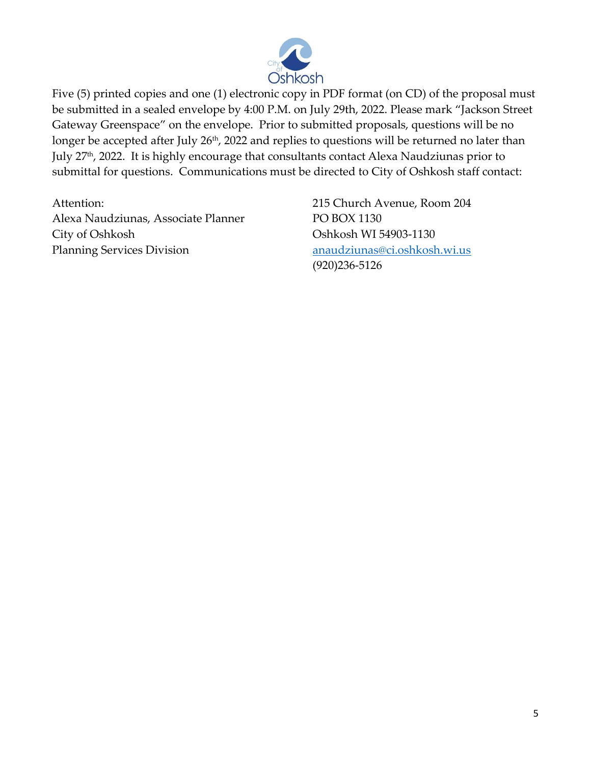Five (5) printed copies and one (1) electronic copy in PDF format (on CD) of the proposal must be submitted in a sealed envelope by 4:00 P.M. on July 29th, 2022. Please mark "Jackson Street Gateway Greenspace" on the envelope. Prior to submitted proposals, questions will be no longer be accepted after July 26th, 2022 and replies to questions will be returned no later than July 27th, 2022. It is highly encourage that consultants contact Alexa Naudziunas prior to submittal for questions. Communications must be directed to City of Oshkosh staff contact:

Attention:
Alexa Naudziunas, Associate Planner
City of Oshkosh
Planning Services Division

215 Church Avenue, Room 204
PO BOX 1130
Oshkosh WI 54903-1130
anaudziunas@ci.oshkosh.wi.us
(920)236-5126